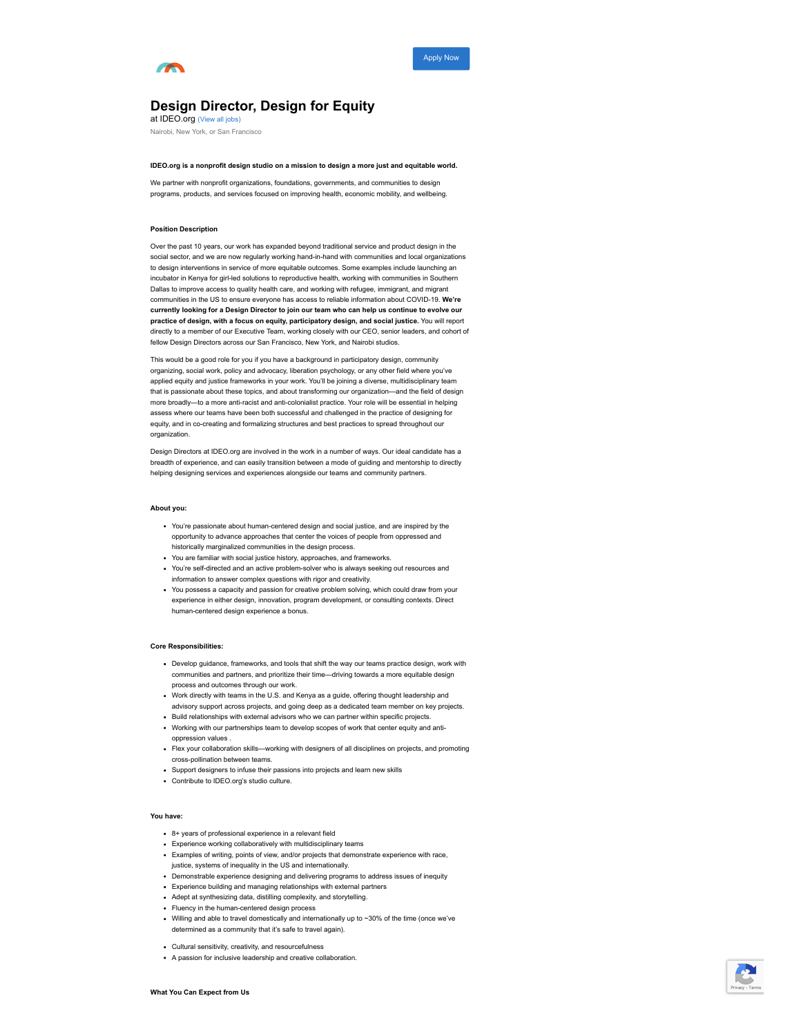Apply Now

# Design Director, Design for Equity

at IDEO.org (View all jobs)

Nairobi, New York, or San Francisco

**IDEO.org is a nonprofit design studio on a mission to design a more just and equitable world.**

We partner with nonprofit organizations, foundations, governments, and communities to design programs, products, and services focused on improving health, economic mobility, and wellbeing.

**Position Description**

Over the past 10 years, our work has expanded beyond traditional service and product design in the social sector, and we are now regularly working hand-in-hand with communities and local organizations to design interventions in service of more equitable outcomes. Some examples include launching an incubator in Kenya for girl-led solutions to reproductive health, working with communities in Southern Dallas to improve access to quality health care, and working with refugee, immigrant, and migrant communities in the US to ensure everyone has access to reliable information about COVID-19. **We're currently looking for a Design Director to join our team who can help us continue to evolve our practice of design, with a focus on equity, participatory design, and social justice.** You will report directly to a member of our Executive Team, working closely with our CEO, senior leaders, and cohort of fellow Design Directors across our San Francisco, New York, and Nairobi studios.

This would be a good role for you if you have a background in participatory design, community organizing, social work, policy and advocacy, liberation psychology, or any other field where you've applied equity and justice frameworks in your work. You'll be joining a diverse, multidisciplinary team that is passionate about these topics, and about transforming our organization—and the field of design more broadly—to a more anti-racist and anti-colonialist practice. Your role will be essential in helping assess where our teams have been both successful and challenged in the practice of designing for equity, and in co-creating and formalizing structures and best practices to spread throughout our organization.

Design Directors at IDEO.org are involved in the work in a number of ways. Our ideal candidate has a breadth of experience, and can easily transition between a mode of guiding and mentorship to directly helping designing services and experiences alongside our teams and community partners.

**About you:**

- You're passionate about human-centered design and social justice, and are inspired by the opportunity to advance approaches that center the voices of people from oppressed and historically marginalized communities in the design process.
- You are familiar with social justice history, approaches, and frameworks.
- You're self-directed and an active problem-solver who is always seeking out resources and information to answer complex questions with rigor and creativity.
- You possess a capacity and passion for creative problem solving, which could draw from your experience in either design, innovation, program development, or consulting contexts. Direct human-centered design experience a bonus.

**Core Responsibilities:**

- Develop guidance, frameworks, and tools that shift the way our teams practice design, work with communities and partners, and prioritize their time—driving towards a more equitable design process and outcomes through our work.
- Work directly with teams in the U.S. and Kenya as a guide, offering thought leadership and advisory support across projects, and going deep as a dedicated team member on key projects.
- Build relationships with external advisors who we can partner within specific projects.
- Working with our partnerships team to develop scopes of work that center equity and anti-oppression values .
- Flex your collaboration skills—working with designers of all disciplines on projects, and promoting cross-pollination between teams.
- Support designers to infuse their passions into projects and learn new skills
- Contribute to IDEO.org's studio culture.

**You have:**

- 8+ years of professional experience in a relevant field
- Experience working collaboratively with multidisciplinary teams
- Examples of writing, points of view, and/or projects that demonstrate experience with race, justice, systems of inequality in the US and internationally.
- Demonstrable experience designing and delivering programs to address issues of inequity
- Experience building and managing relationships with external partners
- Adept at synthesizing data, distilling complexity, and storytelling.
- Fluency in the human-centered design process
- Willing and able to travel domestically and internationally up to ~30% of the time (once we've determined as a community that it's safe to travel again).

- Cultural sensitivity, creativity, and resourcefulness
- A passion for inclusive leadership and creative collaboration.

**What You Can Expect from Us**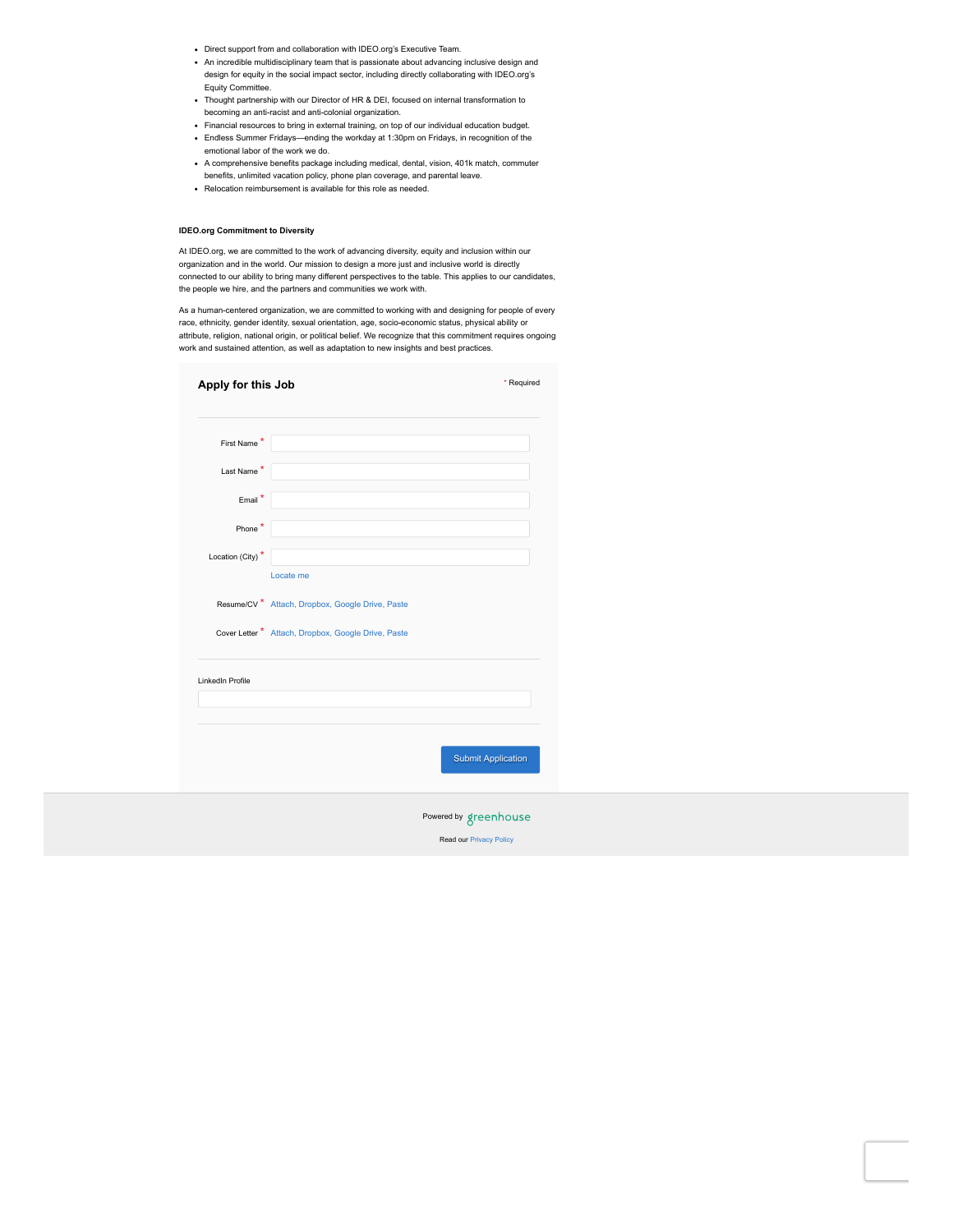- Direct support from and collaboration with IDEO.org's Executive Team.
- An incredible multidisciplinary team that is passionate about advancing inclusive design and design for equity in the social impact sector, including directly collaborating with IDEO.org's Equity Committee.
- Thought partnership with our Director of HR & DEI, focused on internal transformation to becoming an anti-racist and anti-colonial organization.
- Financial resources to bring in external training, on top of our individual education budget.
- Endless Summer Fridays—ending the workday at 1:30pm on Fridays, in recognition of the emotional labor of the work we do.
- A comprehensive benefits package including medical, dental, vision, 401k match, commuter benefits, unlimited vacation policy, phone plan coverage, and parental leave.
- Relocation reimbursement is available for this role as needed.

**IDEO.org Commitment to Diversity**

At IDEO.org, we are committed to the work of advancing diversity, equity and inclusion within our organization and in the world. Our mission to design a more just and inclusive world is directly connected to our ability to bring many different perspectives to the table. This applies to our candidates, the people we hire, and the partners and communities we work with.

As a human-centered organization, we are committed to working with and designing for people of every race, ethnicity, gender identity, sexual orientation, age, socio-economic status, physical ability or attribute, religion, national origin, or political belief. We recognize that this commitment requires ongoing work and sustained attention, as well as adaptation to new insights and best practices.

## Apply for this Job

\* Required

First Name *

Last Name *

Email *

Phone *

Location (City) *

Locate me

Resume/CV * Attach, Dropbox, Google Drive, Paste

Cover Letter * Attach, Dropbox, Google Drive, Paste

LinkedIn Profile

Submit Application

Powered by greenhouse

Read our Privacy Policy